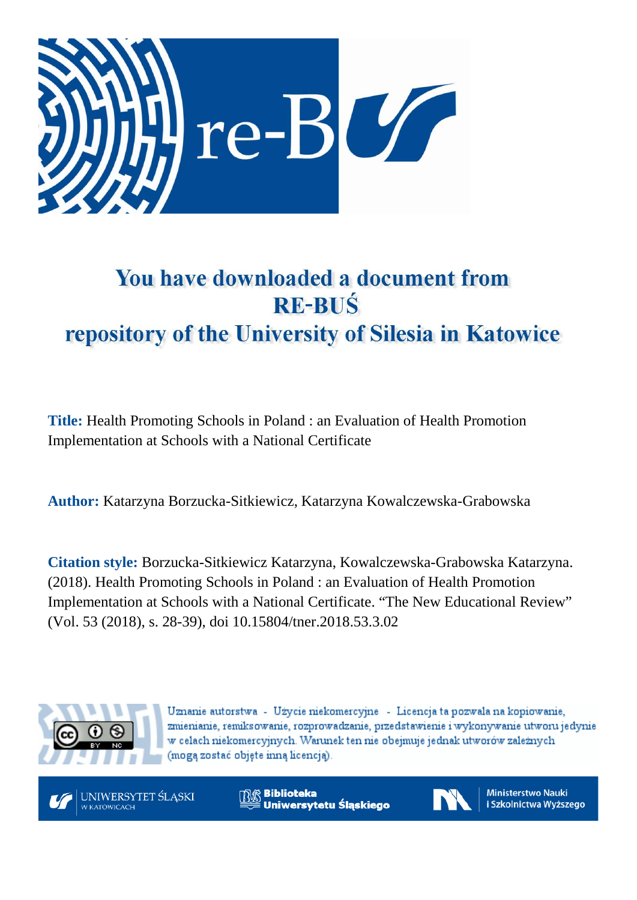# You have downloaded a document from RE-BUŚ repository of the University of Silesia in Katowice

**Title:** Health Promoting Schools in Poland : an Evaluation of Health Promotion Implementation at Schools with a National Certificate

**Author:** Katarzyna Borzucka-Sitkiewicz, Katarzyna Kowalczewska-Grabowska

**Citation style:** Borzucka-Sitkiewicz Katarzyna, Kowalczewska-Grabowska Katarzyna. (2018). Health Promoting Schools in Poland : an Evaluation of Health Promotion Implementation at Schools with a National Certificate. "The New Educational Review" (Vol. 53 (2018), s. 28-39), doi 10.15804/tner.2018.53.3.02

Uznanie autorstwa - Użycie niekomercyjne - Licencja ta pozwala na kopiowanie, zmienianie, remiksowanie, rozprowadzanie, przedstawienie i wykonywanie utworu jedynie w celach niekomercyjnych. Warunek ten nie obejmuje jednak utworów zależnych (mogą zostać objęte inną licencją).

UNIWERSYTET ŚLĄSKI W KATOWICACH | Biblioteka Uniwersytetu Śląskiego | Ministerstwo Nauki i Szkolnictwa Wyższego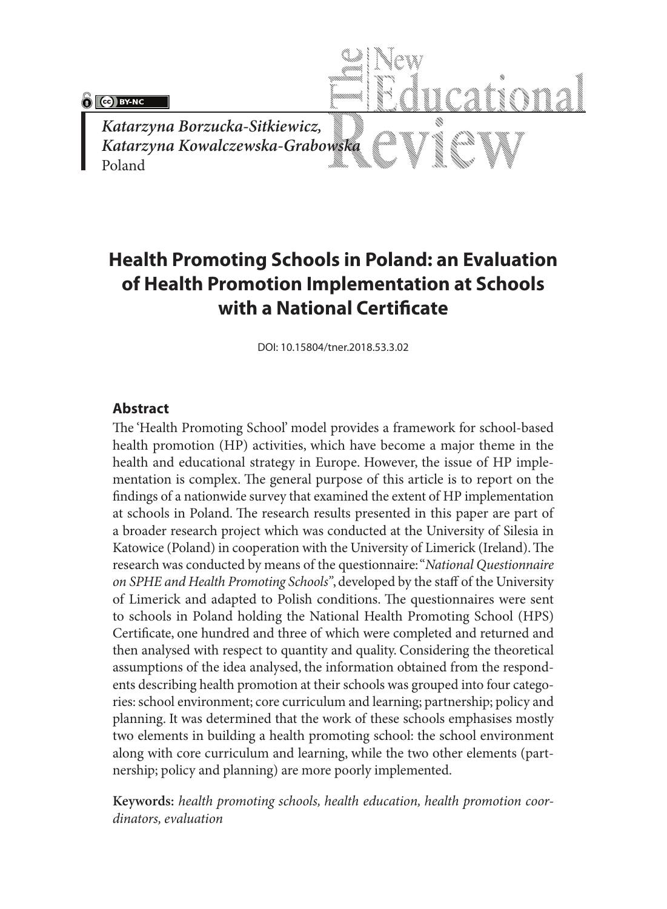*Katarzyna Borzucka-Sitkiewicz,*
*Katarzyna Kowalczewska-Grabowska*
Poland

# Health Promoting Schools in Poland: an Evaluation of Health Promotion Implementation at Schools with a National Certificate

DOI: 10.15804/tner.2018.53.3.02

## Abstract

The 'Health Promoting School' model provides a framework for school-based health promotion (HP) activities, which have become a major theme in the health and educational strategy in Europe. However, the issue of HP implementation is complex. The general purpose of this article is to report on the findings of a nationwide survey that examined the extent of HP implementation at schools in Poland. The research results presented in this paper are part of a broader research project which was conducted at the University of Silesia in Katowice (Poland) in cooperation with the University of Limerick (Ireland). The research was conducted by means of the questionnaire: "*National Questionnaire on SPHE and Health Promoting Schools*", developed by the staff of the University of Limerick and adapted to Polish conditions. The questionnaires were sent to schools in Poland holding the National Health Promoting School (HPS) Certificate, one hundred and three of which were completed and returned and then analysed with respect to quantity and quality. Considering the theoretical assumptions of the idea analysed, the information obtained from the respondents describing health promotion at their schools was grouped into four categories: school environment; core curriculum and learning; partnership; policy and planning. It was determined that the work of these schools emphasises mostly two elements in building a health promoting school: the school environment along with core curriculum and learning, while the two other elements (partnership; policy and planning) are more poorly implemented.

**Keywords:** *health promoting schools, health education, health promotion coordinators, evaluation*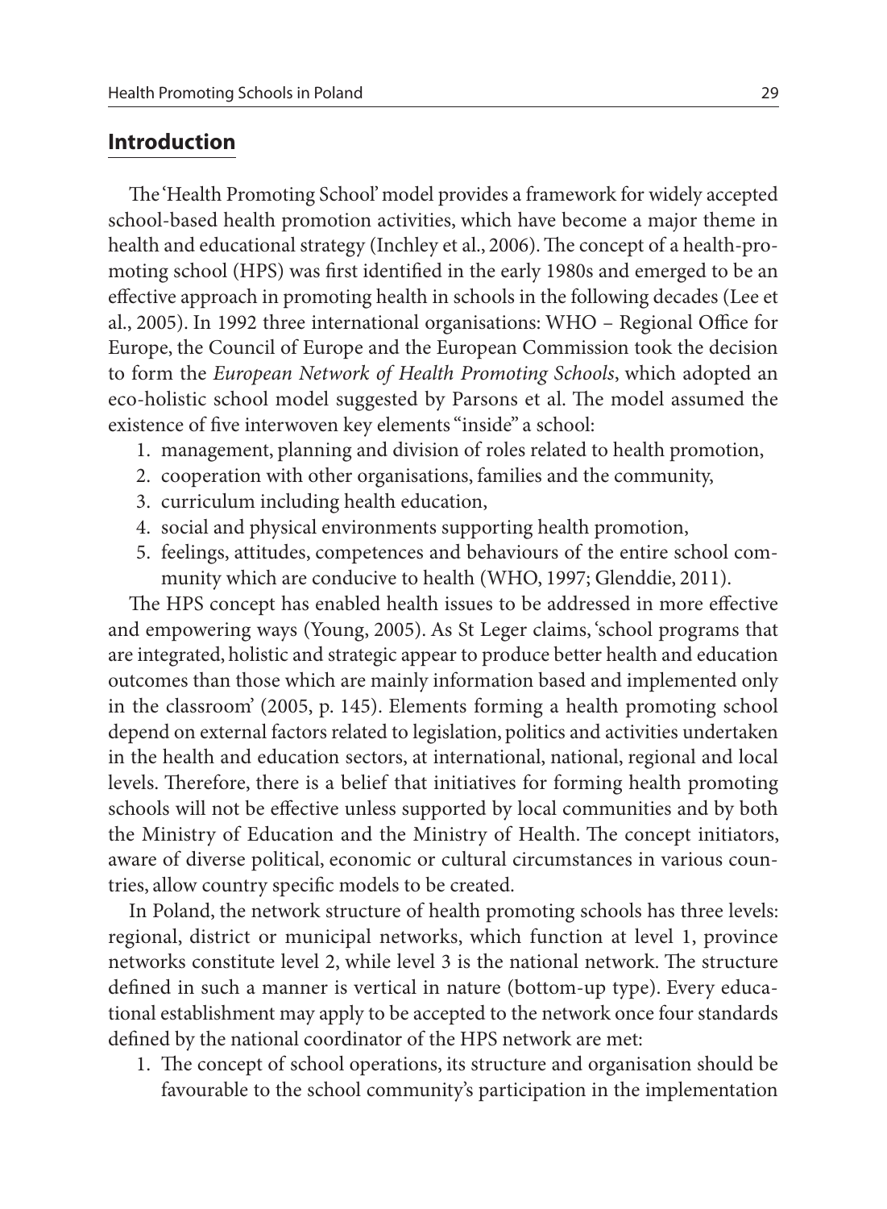## Introduction

The 'Health Promoting School' model provides a framework for widely accepted school-based health promotion activities, which have become a major theme in health and educational strategy (Inchley et al., 2006). The concept of a health-promoting school (HPS) was first identified in the early 1980s and emerged to be an effective approach in promoting health in schools in the following decades (Lee et al., 2005). In 1992 three international organisations: WHO – Regional Office for Europe, the Council of Europe and the European Commission took the decision to form the *European Network of Health Promoting Schools*, which adopted an eco-holistic school model suggested by Parsons et al. The model assumed the existence of five interwoven key elements "inside" a school:

1. management, planning and division of roles related to health promotion,
2. cooperation with other organisations, families and the community,
3. curriculum including health education,
4. social and physical environments supporting health promotion,
5. feelings, attitudes, competences and behaviours of the entire school community which are conducive to health (WHO, 1997; Glenddie, 2011).

The HPS concept has enabled health issues to be addressed in more effective and empowering ways (Young, 2005). As St Leger claims, 'school programs that are integrated, holistic and strategic appear to produce better health and education outcomes than those which are mainly information based and implemented only in the classroom' (2005, p. 145). Elements forming a health promoting school depend on external factors related to legislation, politics and activities undertaken in the health and education sectors, at international, national, regional and local levels. Therefore, there is a belief that initiatives for forming health promoting schools will not be effective unless supported by local communities and by both the Ministry of Education and the Ministry of Health. The concept initiators, aware of diverse political, economic or cultural circumstances in various countries, allow country specific models to be created.

In Poland, the network structure of health promoting schools has three levels: regional, district or municipal networks, which function at level 1, province networks constitute level 2, while level 3 is the national network. The structure defined in such a manner is vertical in nature (bottom-up type). Every educational establishment may apply to be accepted to the network once four standards defined by the national coordinator of the HPS network are met:

1. The concept of school operations, its structure and organisation should be favourable to the school community's participation in the implementation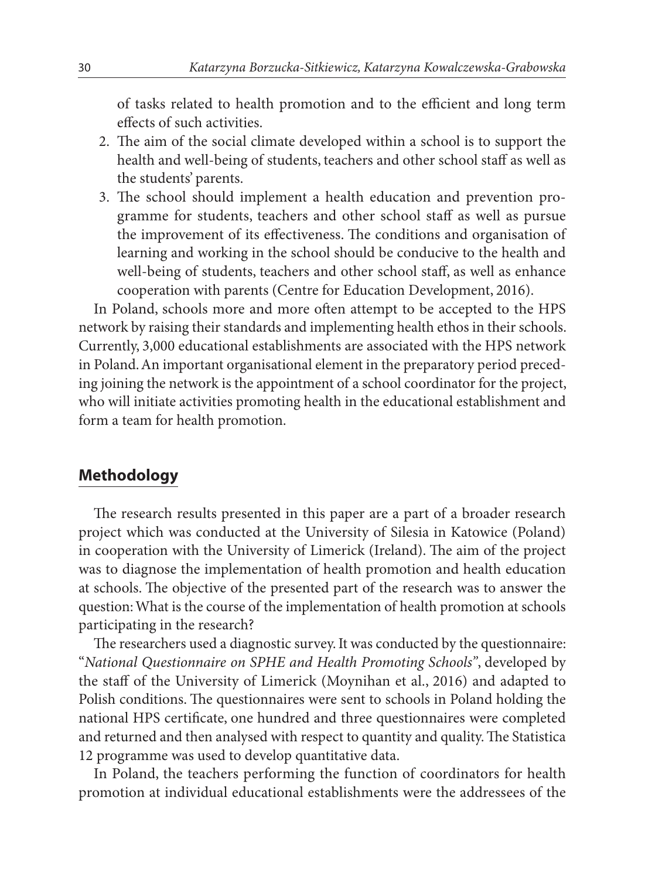of tasks related to health promotion and to the efficient and long term effects of such activities.

2. The aim of the social climate developed within a school is to support the health and well-being of students, teachers and other school staff as well as the students' parents.
3. The school should implement a health education and prevention programme for students, teachers and other school staff as well as pursue the improvement of its effectiveness. The conditions and organisation of learning and working in the school should be conducive to the health and well-being of students, teachers and other school staff, as well as enhance cooperation with parents (Centre for Education Development, 2016).

In Poland, schools more and more often attempt to be accepted to the HPS network by raising their standards and implementing health ethos in their schools. Currently, 3,000 educational establishments are associated with the HPS network in Poland. An important organisational element in the preparatory period preceding joining the network is the appointment of a school coordinator for the project, who will initiate activities promoting health in the educational establishment and form a team for health promotion.

## Methodology

The research results presented in this paper are a part of a broader research project which was conducted at the University of Silesia in Katowice (Poland) in cooperation with the University of Limerick (Ireland). The aim of the project was to diagnose the implementation of health promotion and health education at schools. The objective of the presented part of the research was to answer the question: What is the course of the implementation of health promotion at schools participating in the research?

The researchers used a diagnostic survey. It was conducted by the questionnaire: "*National Questionnaire on SPHE and Health Promoting Schools*", developed by the staff of the University of Limerick (Moynihan et al., 2016) and adapted to Polish conditions. The questionnaires were sent to schools in Poland holding the national HPS certificate, one hundred and three questionnaires were completed and returned and then analysed with respect to quantity and quality. The Statistica 12 programme was used to develop quantitative data.

In Poland, the teachers performing the function of coordinators for health promotion at individual educational establishments were the addressees of the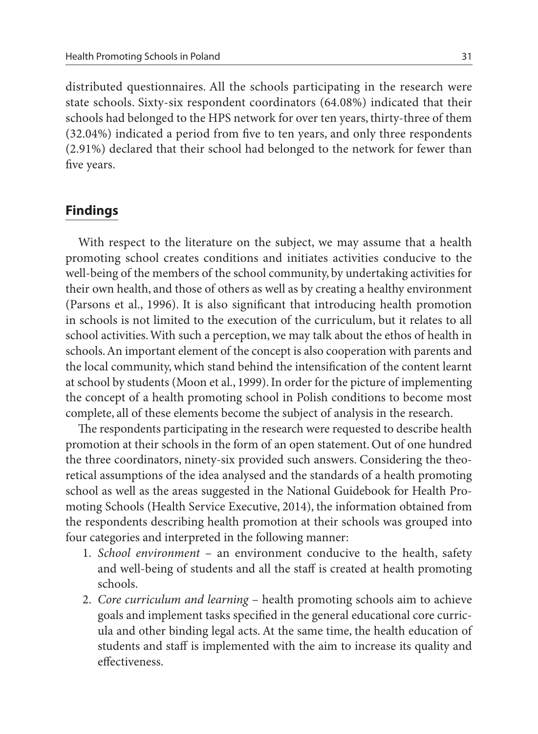distributed questionnaires. All the schools participating in the research were state schools. Sixty-six respondent coordinators (64.08%) indicated that their schools had belonged to the HPS network for over ten years, thirty-three of them (32.04%) indicated a period from five to ten years, and only three respondents (2.91%) declared that their school had belonged to the network for fewer than five years.

## Findings

With respect to the literature on the subject, we may assume that a health promoting school creates conditions and initiates activities conducive to the well-being of the members of the school community, by undertaking activities for their own health, and those of others as well as by creating a healthy environment (Parsons et al., 1996). It is also significant that introducing health promotion in schools is not limited to the execution of the curriculum, but it relates to all school activities. With such a perception, we may talk about the ethos of health in schools. An important element of the concept is also cooperation with parents and the local community, which stand behind the intensification of the content learnt at school by students (Moon et al., 1999). In order for the picture of implementing the concept of a health promoting school in Polish conditions to become most complete, all of these elements become the subject of analysis in the research.

The respondents participating in the research were requested to describe health promotion at their schools in the form of an open statement. Out of one hundred the three coordinators, ninety-six provided such answers. Considering the theoretical assumptions of the idea analysed and the standards of a health promoting school as well as the areas suggested in the National Guidebook for Health Promoting Schools (Health Service Executive, 2014), the information obtained from the respondents describing health promotion at their schools was grouped into four categories and interpreted in the following manner:

1. *School environment* – an environment conducive to the health, safety and well-being of students and all the staff is created at health promoting schools.
2. *Core curriculum and learning* – health promoting schools aim to achieve goals and implement tasks specified in the general educational core curricula and other binding legal acts. At the same time, the health education of students and staff is implemented with the aim to increase its quality and effectiveness.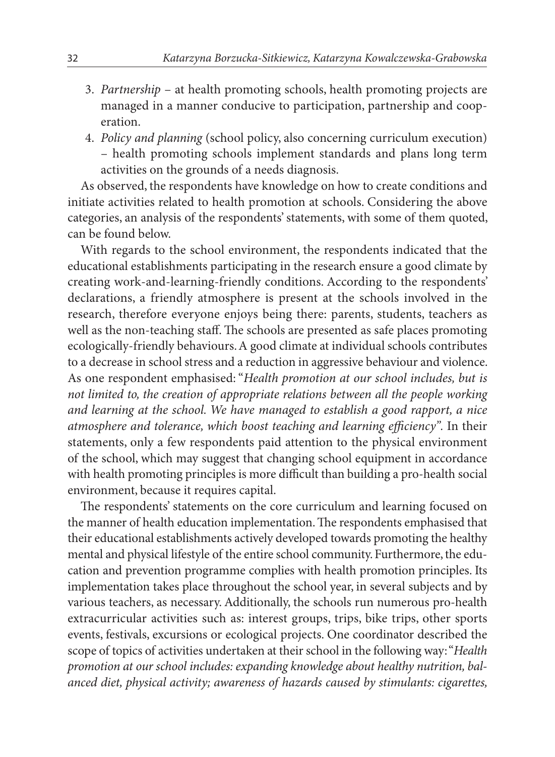3. *Partnership* – at health promoting schools, health promoting projects are managed in a manner conducive to participation, partnership and cooperation.
4. *Policy and planning* (school policy, also concerning curriculum execution) – health promoting schools implement standards and plans long term activities on the grounds of a needs diagnosis.

As observed, the respondents have knowledge on how to create conditions and initiate activities related to health promotion at schools. Considering the above categories, an analysis of the respondents' statements, with some of them quoted, can be found below.

With regards to the school environment, the respondents indicated that the educational establishments participating in the research ensure a good climate by creating work-and-learning-friendly conditions. According to the respondents' declarations, a friendly atmosphere is present at the schools involved in the research, therefore everyone enjoys being there: parents, students, teachers as well as the non-teaching staff. The schools are presented as safe places promoting ecologically-friendly behaviours. A good climate at individual schools contributes to a decrease in school stress and a reduction in aggressive behaviour and violence. As one respondent emphasised: "*Health promotion at our school includes, but is not limited to, the creation of appropriate relations between all the people working and learning at the school. We have managed to establish a good rapport, a nice atmosphere and tolerance, which boost teaching and learning efficiency".* In their statements, only a few respondents paid attention to the physical environment of the school, which may suggest that changing school equipment in accordance with health promoting principles is more difficult than building a pro-health social environment, because it requires capital.

The respondents' statements on the core curriculum and learning focused on the manner of health education implementation. The respondents emphasised that their educational establishments actively developed towards promoting the healthy mental and physical lifestyle of the entire school community. Furthermore, the education and prevention programme complies with health promotion principles. Its implementation takes place throughout the school year, in several subjects and by various teachers, as necessary. Additionally, the schools run numerous pro-health extracurricular activities such as: interest groups, trips, bike trips, other sports events, festivals, excursions or ecological projects. One coordinator described the scope of topics of activities undertaken at their school in the following way: "*Health promotion at our school includes: expanding knowledge about healthy nutrition, balanced diet, physical activity; awareness of hazards caused by stimulants: cigarettes,*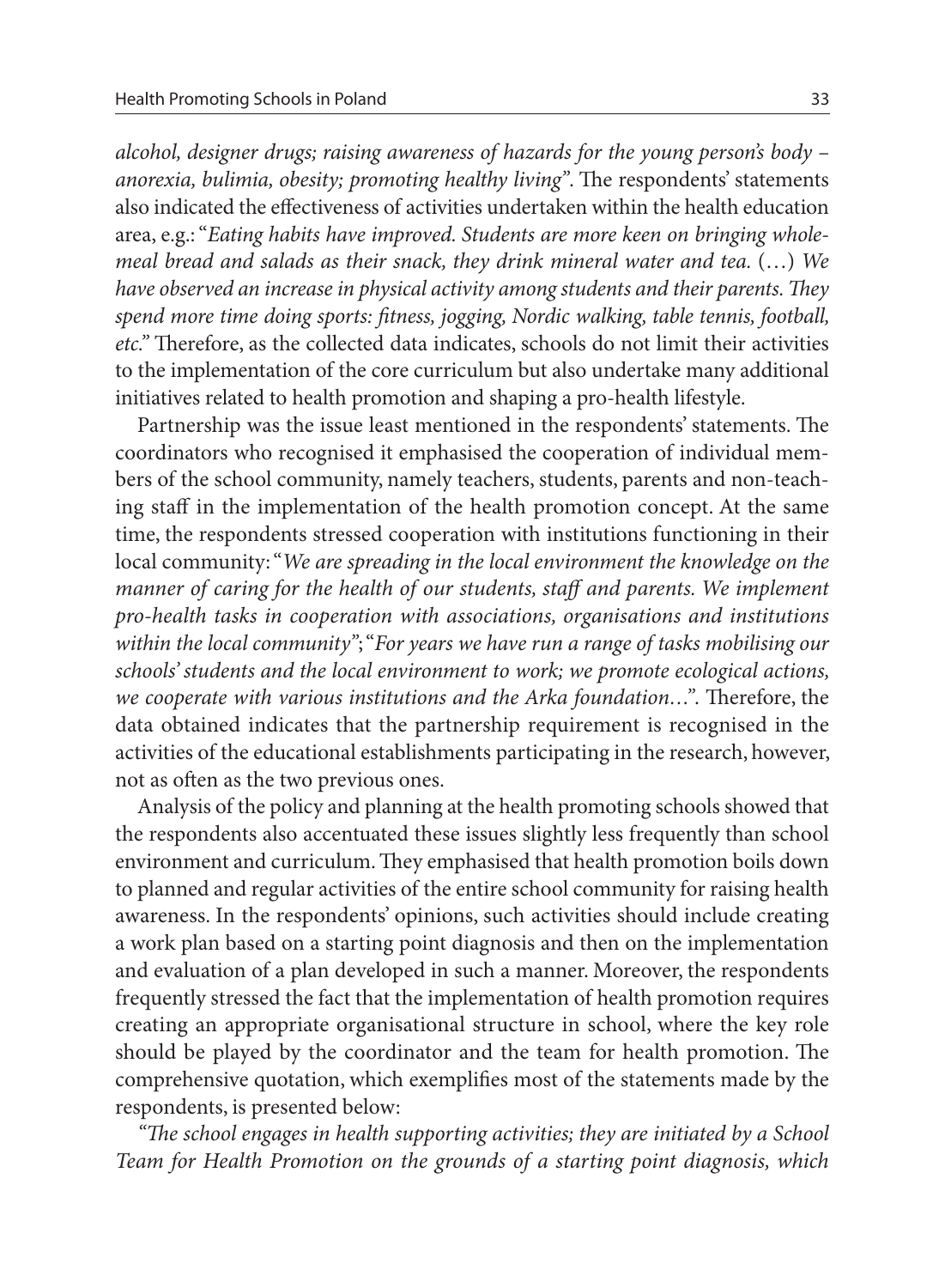*alcohol, designer drugs; raising awareness of hazards for the young person's body – anorexia, bulimia, obesity; promoting healthy living"*. The respondents' statements also indicated the effectiveness of activities undertaken within the health education area, e.g.: "*Eating habits have improved. Students are more keen on bringing wholemeal bread and salads as their snack, they drink mineral water and tea.* (…) *We have observed an increase in physical activity among students and their parents. They spend more time doing sports: fitness, jogging, Nordic walking, table tennis, football, etc.*" Therefore, as the collected data indicates, schools do not limit their activities to the implementation of the core curriculum but also undertake many additional initiatives related to health promotion and shaping a pro-health lifestyle.

Partnership was the issue least mentioned in the respondents' statements. The coordinators who recognised it emphasised the cooperation of individual members of the school community, namely teachers, students, parents and non-teaching staff in the implementation of the health promotion concept. At the same time, the respondents stressed cooperation with institutions functioning in their local community: "*We are spreading in the local environment the knowledge on the manner of caring for the health of our students, staff and parents. We implement pro-health tasks in cooperation with associations, organisations and institutions within the local community*"; "*For years we have run a range of tasks mobilising our schools' students and the local environment to work; we promote ecological actions, we cooperate with various institutions and the Arka foundation…*". Therefore, the data obtained indicates that the partnership requirement is recognised in the activities of the educational establishments participating in the research, however, not as often as the two previous ones.

Analysis of the policy and planning at the health promoting schools showed that the respondents also accentuated these issues slightly less frequently than school environment and curriculum. They emphasised that health promotion boils down to planned and regular activities of the entire school community for raising health awareness. In the respondents' opinions, such activities should include creating a work plan based on a starting point diagnosis and then on the implementation and evaluation of a plan developed in such a manner. Moreover, the respondents frequently stressed the fact that the implementation of health promotion requires creating an appropriate organisational structure in school, where the key role should be played by the coordinator and the team for health promotion. The comprehensive quotation, which exemplifies most of the statements made by the respondents, is presented below:

*"The school engages in health supporting activities; they are initiated by a School Team for Health Promotion on the grounds of a starting point diagnosis, which*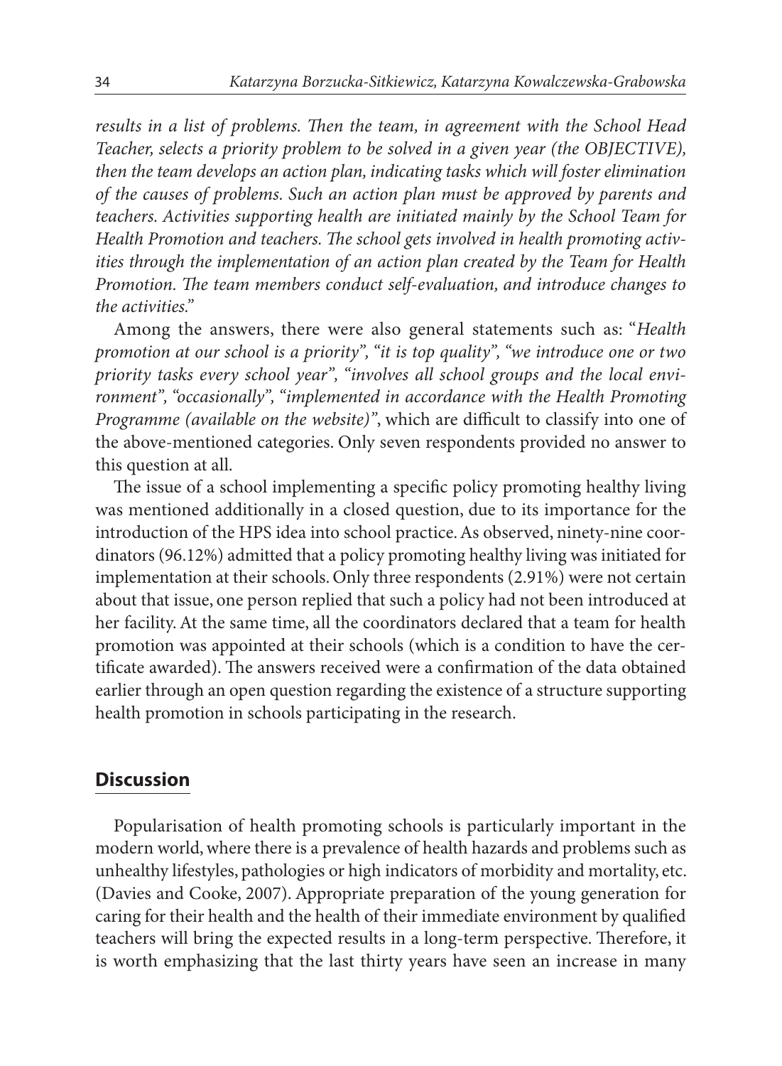*results in a list of problems. Then the team, in agreement with the School Head Teacher, selects a priority problem to be solved in a given year (the OBJECTIVE), then the team develops an action plan, indicating tasks which will foster elimination of the causes of problems. Such an action plan must be approved by parents and teachers. Activities supporting health are initiated mainly by the School Team for Health Promotion and teachers. The school gets involved in health promoting activities through the implementation of an action plan created by the Team for Health Promotion. The team members conduct self-evaluation, and introduce changes to the activities.*"

Among the answers, there were also general statements such as: "*Health promotion at our school is a priority*", "*it is top quality*", "*we introduce one or two priority tasks every school year*", "*involves all school groups and the local environment*", "*occasionally*", "*implemented in accordance with the Health Promoting Programme (available on the website)*", which are difficult to classify into one of the above-mentioned categories. Only seven respondents provided no answer to this question at all.

The issue of a school implementing a specific policy promoting healthy living was mentioned additionally in a closed question, due to its importance for the introduction of the HPS idea into school practice. As observed, ninety-nine coordinators (96.12%) admitted that a policy promoting healthy living was initiated for implementation at their schools. Only three respondents (2.91%) were not certain about that issue, one person replied that such a policy had not been introduced at her facility. At the same time, all the coordinators declared that a team for health promotion was appointed at their schools (which is a condition to have the certificate awarded). The answers received were a confirmation of the data obtained earlier through an open question regarding the existence of a structure supporting health promotion in schools participating in the research.

## Discussion

Popularisation of health promoting schools is particularly important in the modern world, where there is a prevalence of health hazards and problems such as unhealthy lifestyles, pathologies or high indicators of morbidity and mortality, etc. (Davies and Cooke, 2007). Appropriate preparation of the young generation for caring for their health and the health of their immediate environment by qualified teachers will bring the expected results in a long-term perspective. Therefore, it is worth emphasizing that the last thirty years have seen an increase in many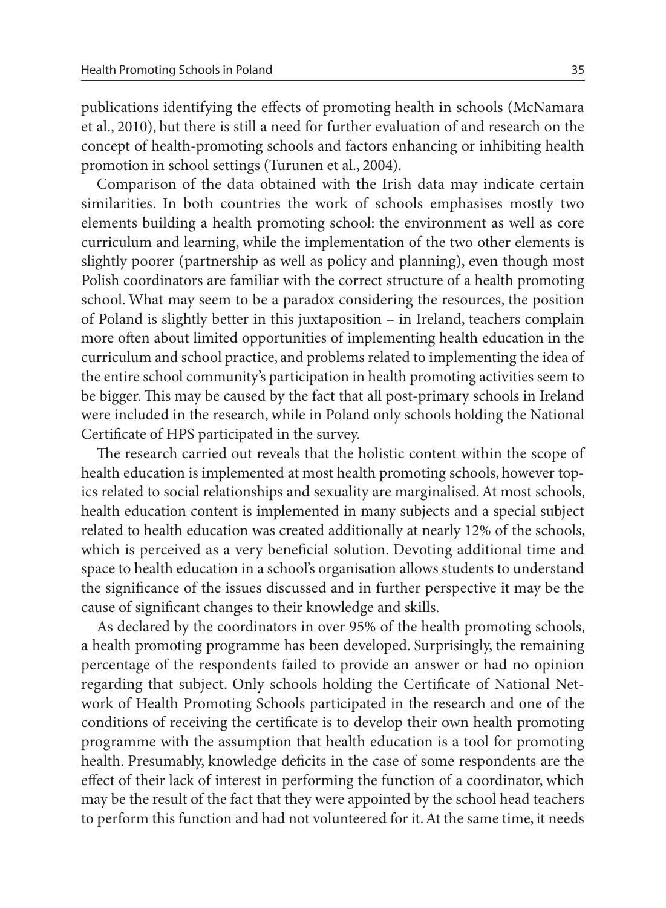publications identifying the effects of promoting health in schools (McNamara et al., 2010), but there is still a need for further evaluation of and research on the concept of health-promoting schools and factors enhancing or inhibiting health promotion in school settings (Turunen et al., 2004).

Comparison of the data obtained with the Irish data may indicate certain similarities. In both countries the work of schools emphasises mostly two elements building a health promoting school: the environment as well as core curriculum and learning, while the implementation of the two other elements is slightly poorer (partnership as well as policy and planning), even though most Polish coordinators are familiar with the correct structure of a health promoting school. What may seem to be a paradox considering the resources, the position of Poland is slightly better in this juxtaposition – in Ireland, teachers complain more often about limited opportunities of implementing health education in the curriculum and school practice, and problems related to implementing the idea of the entire school community's participation in health promoting activities seem to be bigger. This may be caused by the fact that all post-primary schools in Ireland were included in the research, while in Poland only schools holding the National Certificate of HPS participated in the survey.

The research carried out reveals that the holistic content within the scope of health education is implemented at most health promoting schools, however topics related to social relationships and sexuality are marginalised. At most schools, health education content is implemented in many subjects and a special subject related to health education was created additionally at nearly 12% of the schools, which is perceived as a very beneficial solution. Devoting additional time and space to health education in a school's organisation allows students to understand the significance of the issues discussed and in further perspective it may be the cause of significant changes to their knowledge and skills.

As declared by the coordinators in over 95% of the health promoting schools, a health promoting programme has been developed. Surprisingly, the remaining percentage of the respondents failed to provide an answer or had no opinion regarding that subject. Only schools holding the Certificate of National Network of Health Promoting Schools participated in the research and one of the conditions of receiving the certificate is to develop their own health promoting programme with the assumption that health education is a tool for promoting health. Presumably, knowledge deficits in the case of some respondents are the effect of their lack of interest in performing the function of a coordinator, which may be the result of the fact that they were appointed by the school head teachers to perform this function and had not volunteered for it. At the same time, it needs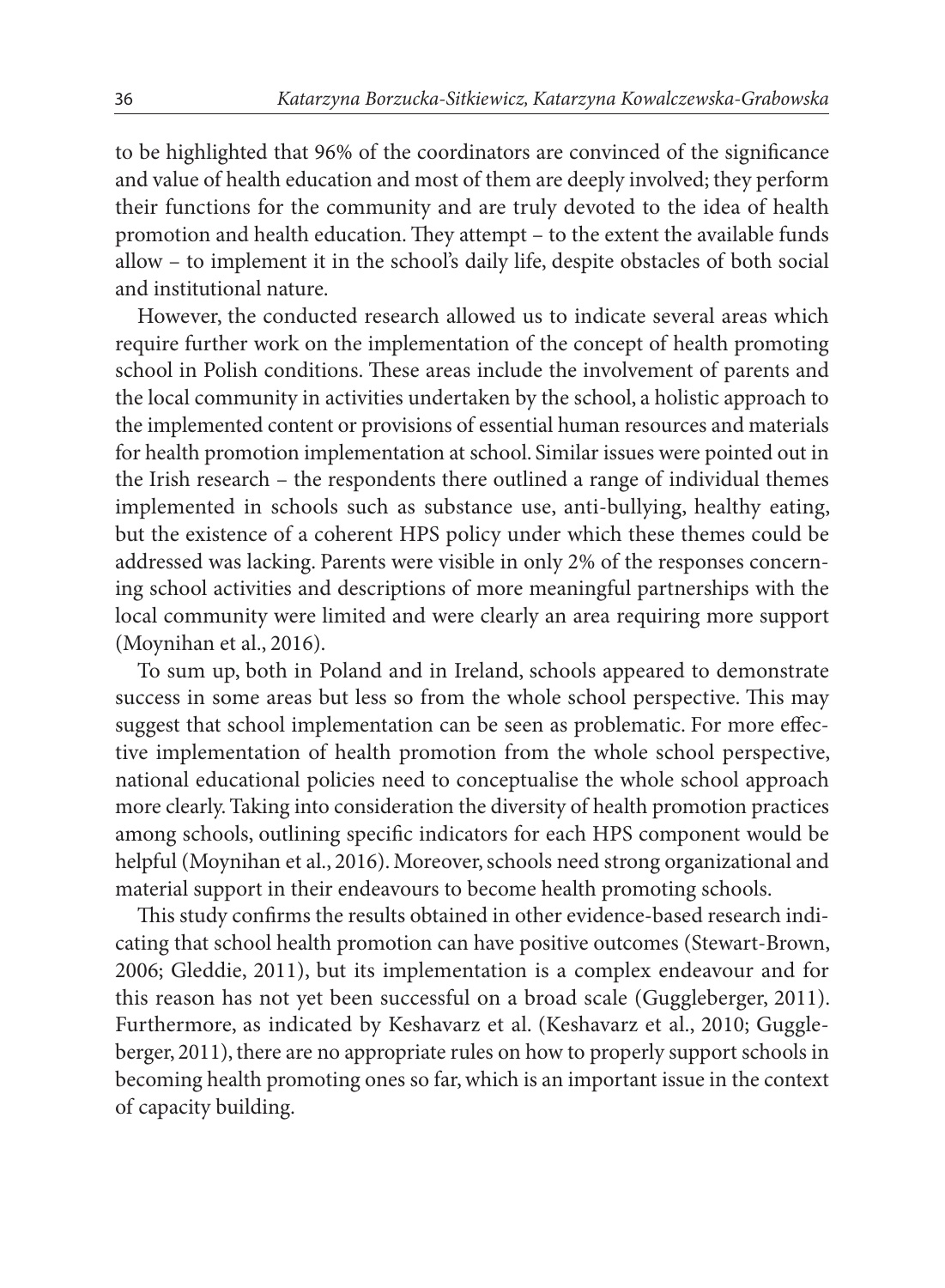to be highlighted that 96% of the coordinators are convinced of the significance and value of health education and most of them are deeply involved; they perform their functions for the community and are truly devoted to the idea of health promotion and health education. They attempt – to the extent the available funds allow – to implement it in the school's daily life, despite obstacles of both social and institutional nature.

However, the conducted research allowed us to indicate several areas which require further work on the implementation of the concept of health promoting school in Polish conditions. These areas include the involvement of parents and the local community in activities undertaken by the school, a holistic approach to the implemented content or provisions of essential human resources and materials for health promotion implementation at school. Similar issues were pointed out in the Irish research – the respondents there outlined a range of individual themes implemented in schools such as substance use, anti-bullying, healthy eating, but the existence of a coherent HPS policy under which these themes could be addressed was lacking. Parents were visible in only 2% of the responses concerning school activities and descriptions of more meaningful partnerships with the local community were limited and were clearly an area requiring more support (Moynihan et al., 2016).

To sum up, both in Poland and in Ireland, schools appeared to demonstrate success in some areas but less so from the whole school perspective. This may suggest that school implementation can be seen as problematic. For more effective implementation of health promotion from the whole school perspective, national educational policies need to conceptualise the whole school approach more clearly. Taking into consideration the diversity of health promotion practices among schools, outlining specific indicators for each HPS component would be helpful (Moynihan et al., 2016). Moreover, schools need strong organizational and material support in their endeavours to become health promoting schools.

This study confirms the results obtained in other evidence-based research indicating that school health promotion can have positive outcomes (Stewart-Brown, 2006; Gleddie, 2011), but its implementation is a complex endeavour and for this reason has not yet been successful on a broad scale (Guggleberger, 2011). Furthermore, as indicated by Keshavarz et al. (Keshavarz et al., 2010; Guggleberger, 2011), there are no appropriate rules on how to properly support schools in becoming health promoting ones so far, which is an important issue in the context of capacity building.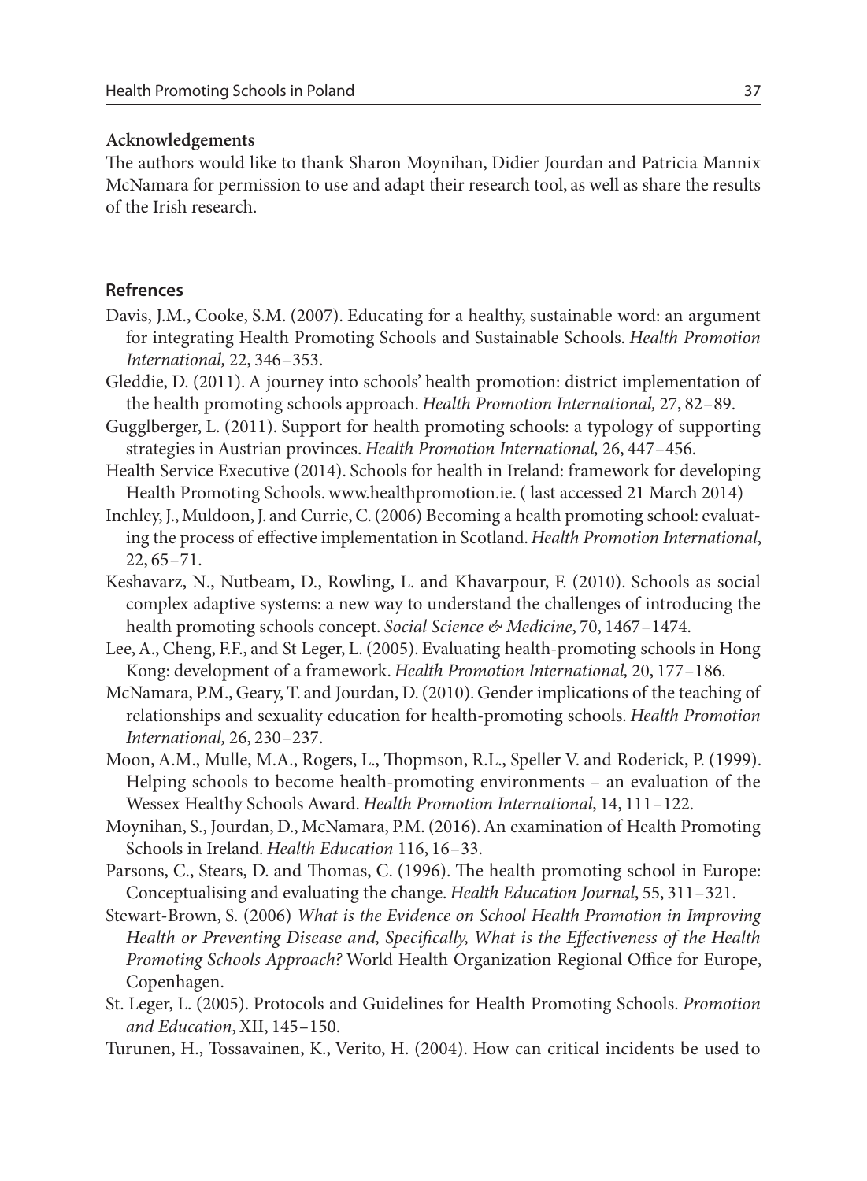**Acknowledgements**

The authors would like to thank Sharon Moynihan, Didier Jourdan and Patricia Mannix McNamara for permission to use and adapt their research tool, as well as share the results of the Irish research.

## Refrences

Davis, J.M., Cooke, S.M. (2007). Educating for a healthy, sustainable word: an argument for integrating Health Promoting Schools and Sustainable Schools. *Health Promotion International,* 22, 346–353.

Gleddie, D. (2011). A journey into schools' health promotion: district implementation of the health promoting schools approach. *Health Promotion International,* 27, 82–89.

Gugglberger, L. (2011). Support for health promoting schools: a typology of supporting strategies in Austrian provinces. *Health Promotion International,* 26, 447–456.

Health Service Executive (2014). Schools for health in Ireland: framework for developing Health Promoting Schools. www.healthpromotion.ie. ( last accessed 21 March 2014)

Inchley, J., Muldoon, J. and Currie, C. (2006) Becoming a health promoting school: evaluating the process of effective implementation in Scotland. *Health Promotion International*, 22, 65–71.

Keshavarz, N., Nutbeam, D., Rowling, L. and Khavarpour, F. (2010). Schools as social complex adaptive systems: a new way to understand the challenges of introducing the health promoting schools concept. *Social Science & Medicine*, 70, 1467–1474.

Lee, A., Cheng, F.F., and St Leger, L. (2005). Evaluating health-promoting schools in Hong Kong: development of a framework. *Health Promotion International,* 20, 177–186.

McNamara, P.M., Geary, T. and Jourdan, D. (2010). Gender implications of the teaching of relationships and sexuality education for health-promoting schools. *Health Promotion International,* 26, 230–237.

Moon, A.M., Mulle, M.A., Rogers, L., Thopmson, R.L., Speller V. and Roderick, P. (1999). Helping schools to become health-promoting environments – an evaluation of the Wessex Healthy Schools Award. *Health Promotion International*, 14, 111–122.

Moynihan, S., Jourdan, D., McNamara, P.M. (2016). An examination of Health Promoting Schools in Ireland. *Health Education* 116, 16–33.

Parsons, C., Stears, D. and Thomas, C. (1996). The health promoting school in Europe: Conceptualising and evaluating the change. *Health Education Journal*, 55, 311–321.

Stewart-Brown, S. (2006) *What is the Evidence on School Health Promotion in Improving Health or Preventing Disease and, Specifically, What is the Effectiveness of the Health Promoting Schools Approach?* World Health Organization Regional Office for Europe, Copenhagen.

St. Leger, L. (2005). Protocols and Guidelines for Health Promoting Schools. *Promotion and Education*, XII, 145–150.

Turunen, H., Tossavainen, K., Verito, H. (2004). How can critical incidents be used to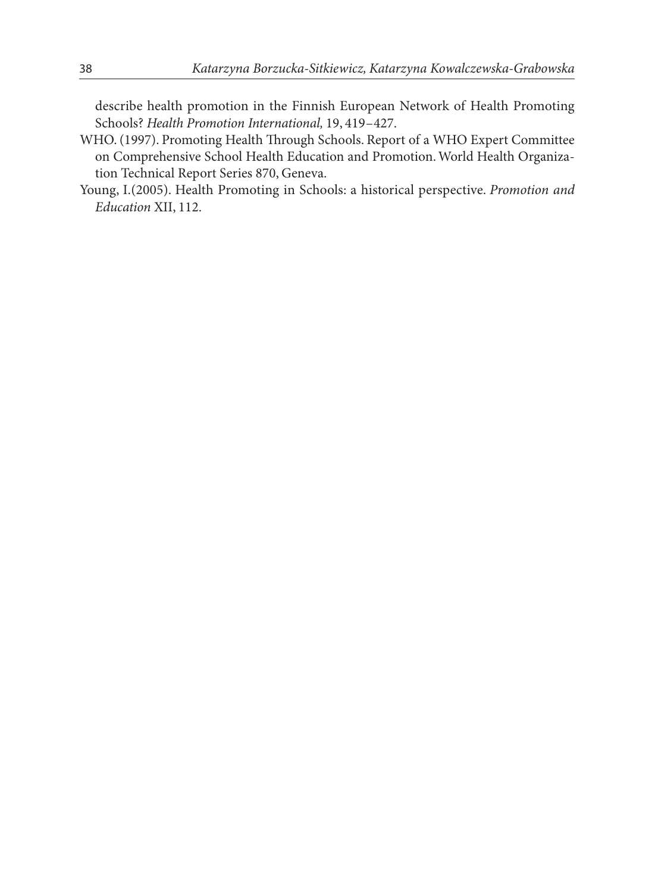describe health promotion in the Finnish European Network of Health Promoting Schools? *Health Promotion International,* 19, 419–427.

WHO. (1997). Promoting Health Through Schools. Report of a WHO Expert Committee on Comprehensive School Health Education and Promotion. World Health Organization Technical Report Series 870, Geneva.

Young, I.(2005). Health Promoting in Schools: a historical perspective. *Promotion and Education* XII, 112.